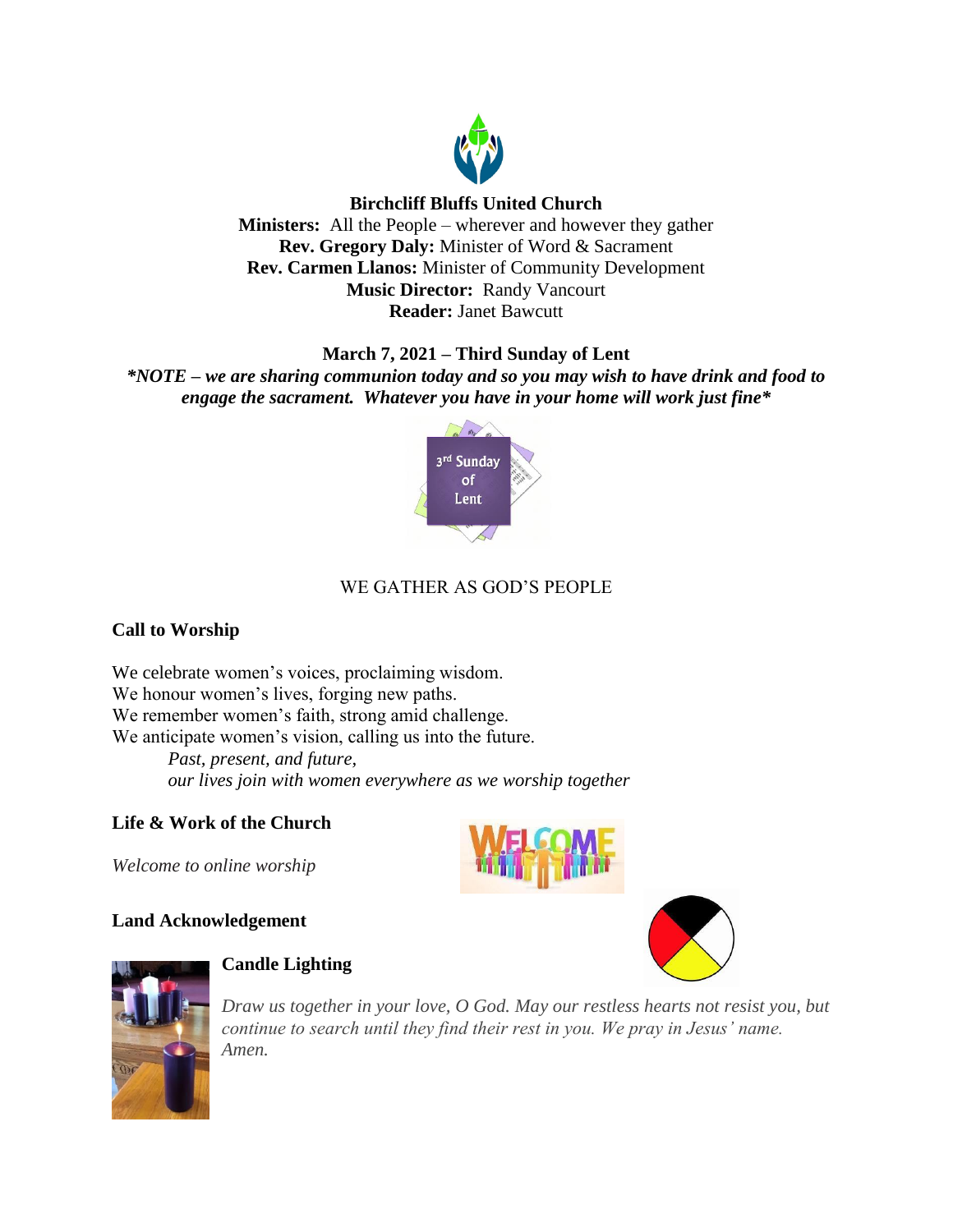**Birchcliff Bluffs United Church**
**Ministers:** All the People – wherever and however they gather
**Rev. Gregory Daly:** Minister of Word & Sacrament
**Rev. Carmen Llanos:** Minister of Community Development
**Music Director:** Randy Vancourt
**Reader:** Janet Bawcutt

**March 7, 2021 – Third Sunday of Lent**

***NOTE – we are sharing communion today and so you may wish to have drink and food to engage the sacrament. Whatever you have in your home will work just fine***

WE GATHER AS GOD'S PEOPLE

## Call to Worship

We celebrate women's voices, proclaiming wisdom.
We honour women's lives, forging new paths.
We remember women's faith, strong amid challenge.
We anticipate women's vision, calling us into the future.

*Past, present, and future,*
*our lives join with women everywhere as we worship together*

## Life & Work of the Church

*Welcome to online worship*

## Land Acknowledgement

## Candle Lighting

*Draw us together in your love, O God. May our restless hearts not resist you, but continue to search until they find their rest in you. We pray in Jesus' name. Amen.*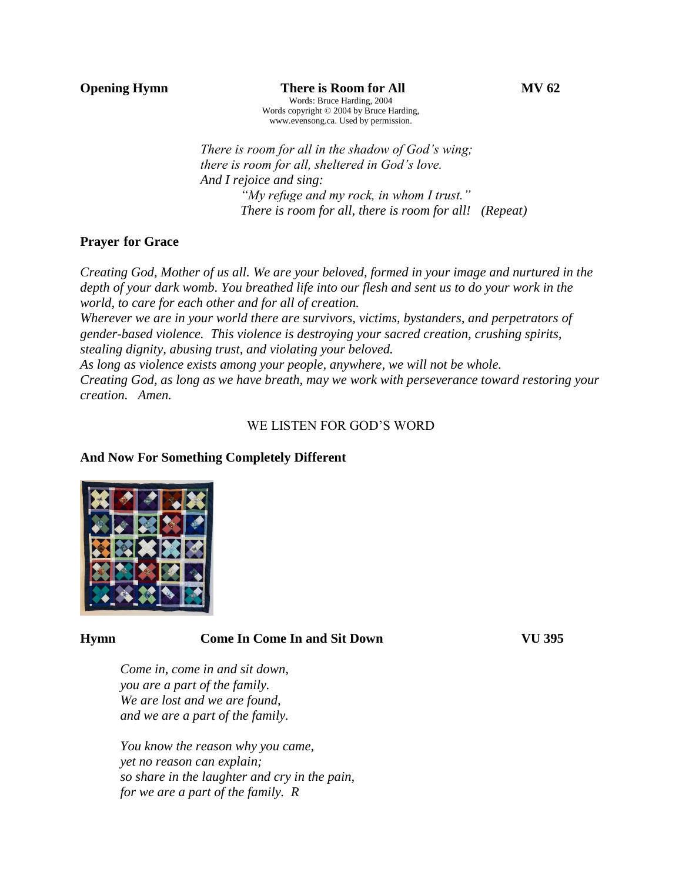**Opening Hymn** **There is Room for All** **MV 62**

Words: Bruce Harding, 2004
Words copyright © 2004 by Bruce Harding, www.evensong.ca. Used by permission.

*There is room for all in the shadow of God's wing;*
*there is room for all, sheltered in God's love.*
*And I rejoice and sing:*
*"My refuge and my rock, in whom I trust."*
*There is room for all, there is room for all! (Repeat)*

**Prayer for Grace**

*Creating God, Mother of us all. We are your beloved, formed in your image and nurtured in the depth of your dark womb. You breathed life into our flesh and sent us to do your work in the world, to care for each other and for all of creation.*
*Wherever we are in your world there are survivors, victims, bystanders, and perpetrators of gender-based violence. This violence is destroying your sacred creation, crushing spirits, stealing dignity, abusing trust, and violating your beloved.*
*As long as violence exists among your people, anywhere, we will not be whole.*
*Creating God, as long as we have breath, may we work with perseverance toward restoring your creation. Amen.*

WE LISTEN FOR GOD'S WORD

**And Now For Something Completely Different**

**Hymn** **Come In Come In and Sit Down** **VU 395**

*Come in, come in and sit down,*
*you are a part of the family.*
*We are lost and we are found,*
*and we are a part of the family.*

*You know the reason why you came,*
*yet no reason can explain;*
*so share in the laughter and cry in the pain,*
*for we are a part of the family. R*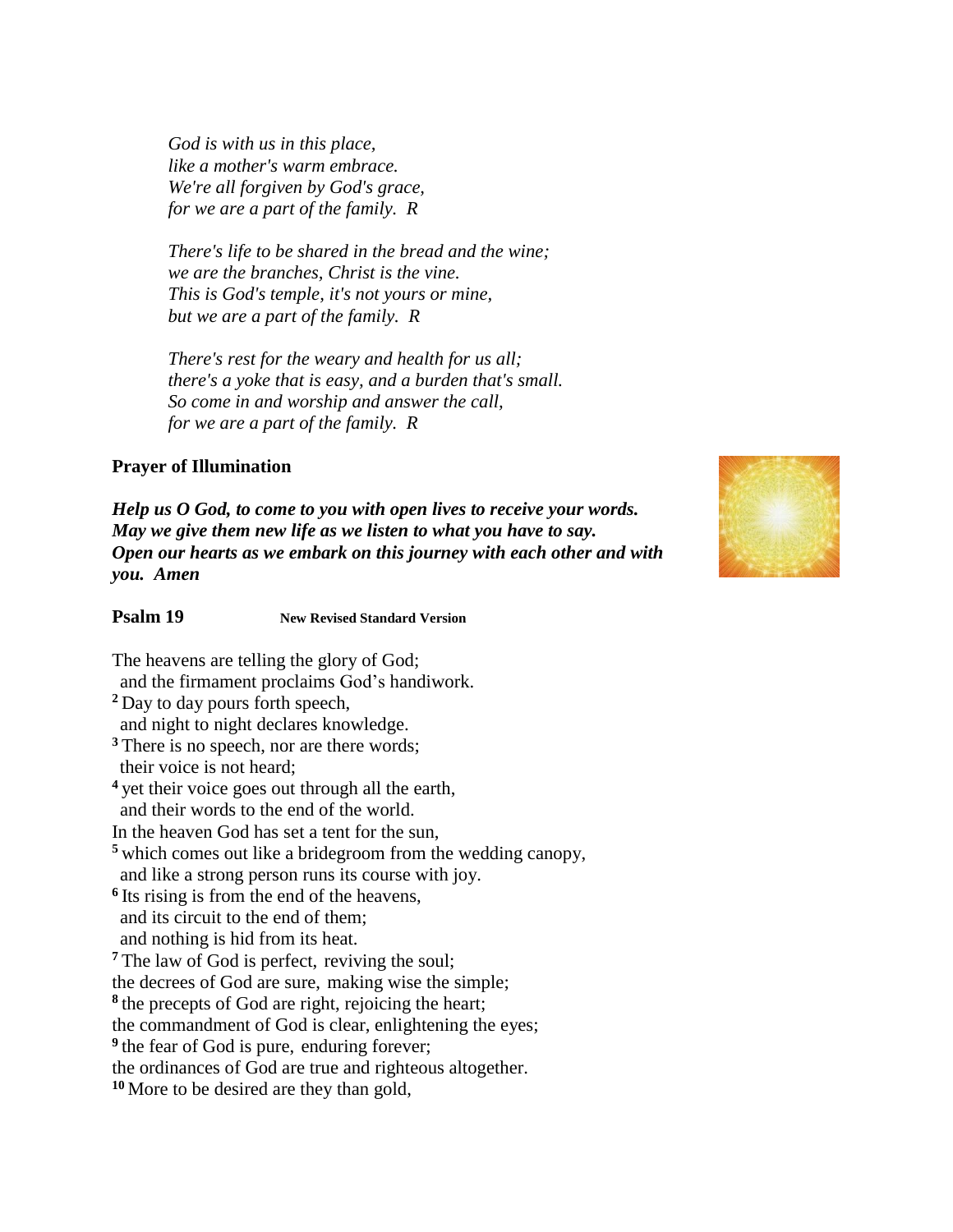*God is with us in this place,*
*like a mother's warm embrace.*
*We're all forgiven by God's grace,*
*for we are a part of the family. R*

*There's life to be shared in the bread and the wine;*
*we are the branches, Christ is the vine.*
*This is God's temple, it's not yours or mine,*
*but we are a part of the family. R*

*There's rest for the weary and health for us all;*
*there's a yoke that is easy, and a burden that's small.*
*So come in and worship and answer the call,*
*for we are a part of the family. R*

**Prayer of Illumination**

***Help us O God, to come to you with open lives to receive your words.***
***May we give them new life as we listen to what you have to say.***
***Open our hearts as we embark on this journey with each other and with you. Amen***

**Psalm 19** **New Revised Standard Version**

The heavens are telling the glory of God;
and the firmament proclaims God's handiwork.
2 Day to day pours forth speech,
and night to night declares knowledge.
3 There is no speech, nor are there words;
their voice is not heard;
4 yet their voice goes out through all the earth,
and their words to the end of the world.
In the heaven God has set a tent for the sun,
5 which comes out like a bridegroom from the wedding canopy,
and like a strong person runs its course with joy.
6 Its rising is from the end of the heavens,
and its circuit to the end of them;
and nothing is hid from its heat.
7 The law of God is perfect, reviving the soul;
the decrees of God are sure, making wise the simple;
8 the precepts of God are right, rejoicing the heart;
the commandment of God is clear, enlightening the eyes;
9 the fear of God is pure, enduring forever;
the ordinances of God are true and righteous altogether.
10 More to be desired are they than gold,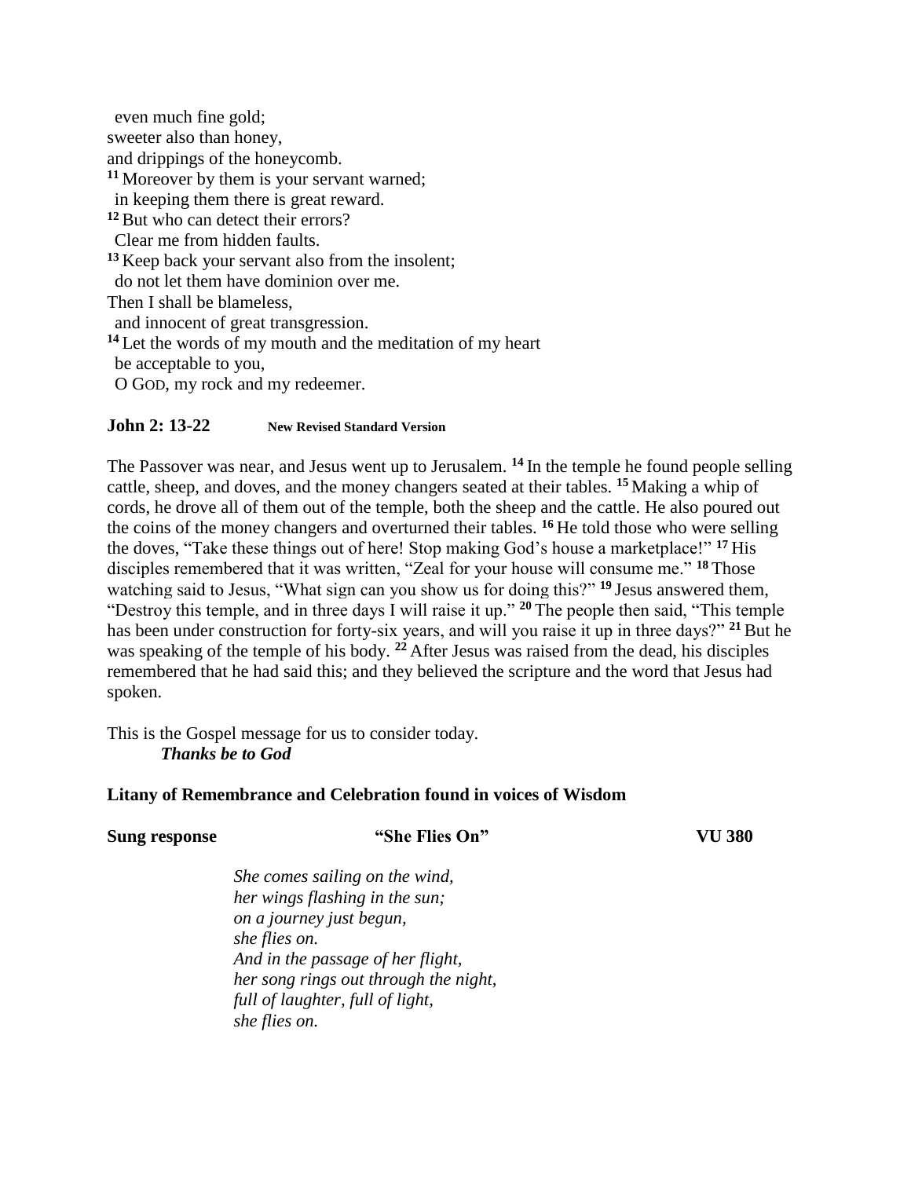even much fine gold;
sweeter also than honey,
and drippings of the honeycomb.
[11] Moreover by them is your servant warned;
in keeping them there is great reward.
[12] But who can detect their errors?
Clear me from hidden faults.
[13] Keep back your servant also from the insolent;
do not let them have dominion over me.
Then I shall be blameless,
and innocent of great transgression.
[14] Let the words of my mouth and the meditation of my heart
be acceptable to you,
O GOD, my rock and my redeemer.

**John 2: 13-22** **New Revised Standard Version**

The Passover was near, and Jesus went up to Jerusalem. [14] In the temple he found people selling cattle, sheep, and doves, and the money changers seated at their tables. [15] Making a whip of cords, he drove all of them out of the temple, both the sheep and the cattle. He also poured out the coins of the money changers and overturned their tables. [16] He told those who were selling the doves, "Take these things out of here! Stop making God's house a marketplace!" [17] His disciples remembered that it was written, "Zeal for your house will consume me." [18] Those watching said to Jesus, "What sign can you show us for doing this?" [19] Jesus answered them, "Destroy this temple, and in three days I will raise it up." [20] The people then said, "This temple has been under construction for forty-six years, and will you raise it up in three days?" [21] But he was speaking of the temple of his body. [22] After Jesus was raised from the dead, his disciples remembered that he had said this; and they believed the scripture and the word that Jesus had spoken.

This is the Gospel message for us to consider today.
***Thanks be to God***

**Litany of Remembrance and Celebration found in voices of Wisdom**

**Sung response** **"She Flies On"** **VU 380**

*She comes sailing on the wind,*
*her wings flashing in the sun;*
*on a journey just begun,*
*she flies on.*
*And in the passage of her flight,*
*her song rings out through the night,*
*full of laughter, full of light,*
*she flies on.*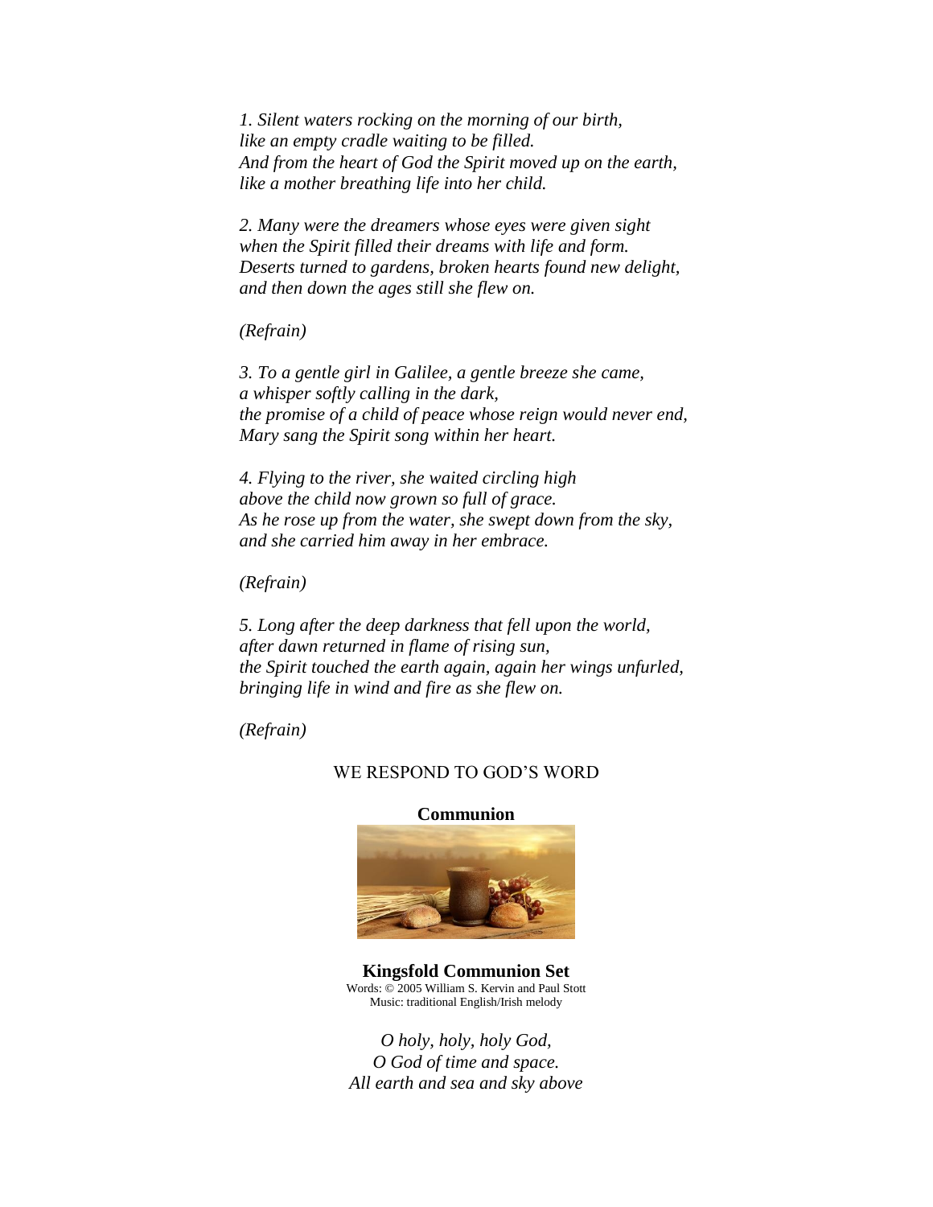*1. Silent waters rocking on the morning of our birth,*
*like an empty cradle waiting to be filled.*
*And from the heart of God the Spirit moved up on the earth,*
*like a mother breathing life into her child.*

*2. Many were the dreamers whose eyes were given sight*
*when the Spirit filled their dreams with life and form.*
*Deserts turned to gardens, broken hearts found new delight,*
*and then down the ages still she flew on.*

*(Refrain)*

*3. To a gentle girl in Galilee, a gentle breeze she came,*
*a whisper softly calling in the dark,*
*the promise of a child of peace whose reign would never end,*
*Mary sang the Spirit song within her heart.*

*4. Flying to the river, she waited circling high*
*above the child now grown so full of grace.*
*As he rose up from the water, she swept down from the sky,*
*and she carried him away in her embrace.*

*(Refrain)*

*5. Long after the deep darkness that fell upon the world,*
*after dawn returned in flame of rising sun,*
*the Spirit touched the earth again, again her wings unfurled,*
*bringing life in wind and fire as she flew on.*

*(Refrain)*

WE RESPOND TO GOD'S WORD

**Communion**

**Kingsfold Communion Set**
Words: © 2005 William S. Kervin and Paul Stott
Music: traditional English/Irish melody

*O holy, holy, holy God,*
*O God of time and space.*
*All earth and sea and sky above*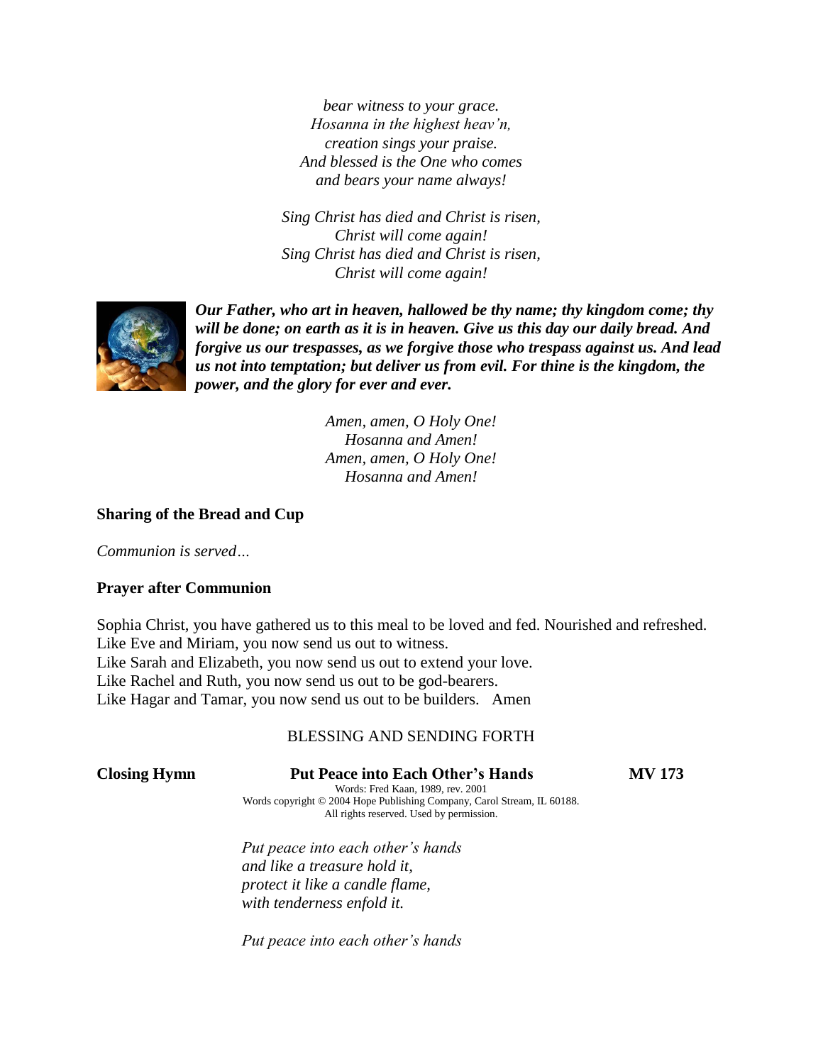*bear witness to your grace.*
*Hosanna in the highest heav'n,*
*creation sings your praise.*
*And blessed is the One who comes*
*and bears your name always!*

*Sing Christ has died and Christ is risen,*
*Christ will come again!*
*Sing Christ has died and Christ is risen,*
*Christ will come again!*

***Our Father, who art in heaven, hallowed be thy name; thy kingdom come; thy will be done; on earth as it is in heaven. Give us this day our daily bread. And forgive us our trespasses, as we forgive those who trespass against us. And lead us not into temptation; but deliver us from evil. For thine is the kingdom, the power, and the glory for ever and ever.***

*Amen, amen, O Holy One!*
*Hosanna and Amen!*
*Amen, amen, O Holy One!*
*Hosanna and Amen!*

**Sharing of the Bread and Cup**

*Communion is served…*

**Prayer after Communion**

Sophia Christ, you have gathered us to this meal to be loved and fed. Nourished and refreshed.
Like Eve and Miriam, you now send us out to witness.
Like Sarah and Elizabeth, you now send us out to extend your love.
Like Rachel and Ruth, you now send us out to be god-bearers.
Like Hagar and Tamar, you now send us out to be builders. Amen

BLESSING AND SENDING FORTH

**Closing Hymn** **Put Peace into Each Other's Hands** **MV 173**

Words: Fred Kaan, 1989, rev. 2001
Words copyright © 2004 Hope Publishing Company, Carol Stream, IL 60188.
All rights reserved. Used by permission.

*Put peace into each other's hands*
*and like a treasure hold it,*
*protect it like a candle flame,*
*with tenderness enfold it.*

*Put peace into each other's hands*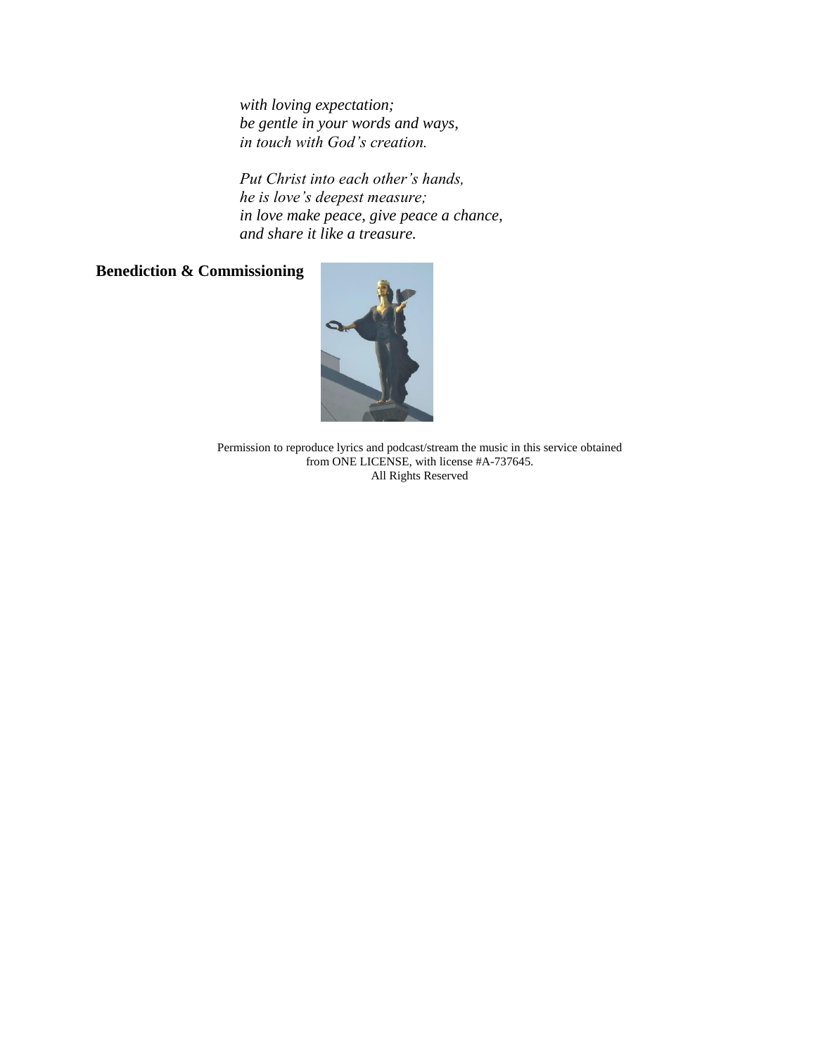*with loving expectation;*
*be gentle in your words and ways,*
*in touch with God's creation.*

*Put Christ into each other's hands,*
*he is love's deepest measure;*
*in love make peace, give peace a chance,*
*and share it like a treasure.*

**Benediction & Commissioning**

Permission to reproduce lyrics and podcast/stream the music in this service obtained from ONE LICENSE, with license #A-737645.
All Rights Reserved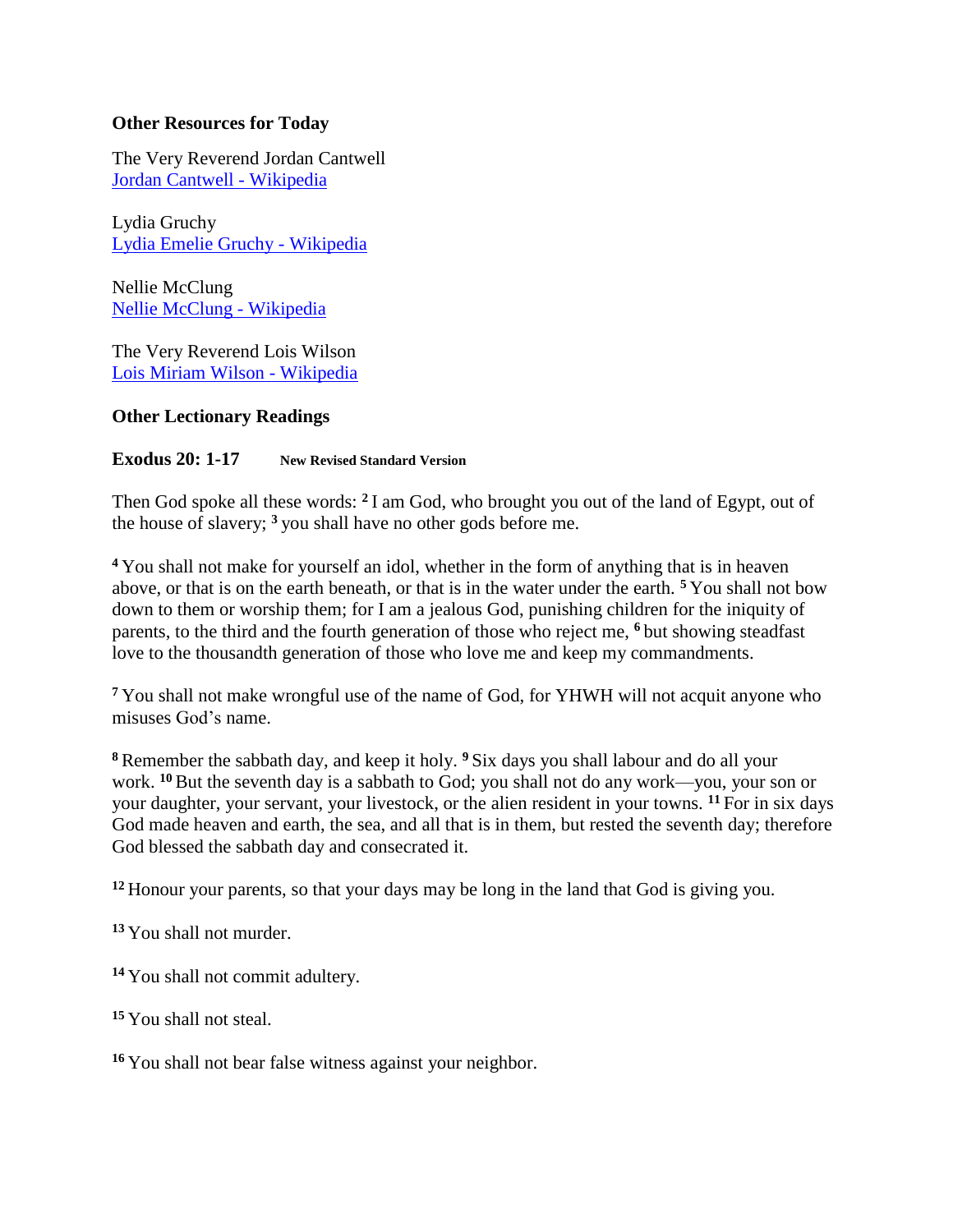### Other Resources for Today

The Very Reverend Jordan Cantwell
[Jordan Cantwell - Wikipedia]

Lydia Gruchy
[Lydia Emelie Gruchy - Wikipedia]

Nellie McClung
[Nellie McClung - Wikipedia]

The Very Reverend Lois Wilson
[Lois Miriam Wilson - Wikipedia]

### Other Lectionary Readings

**Exodus 20: 1-17** **New Revised Standard Version**

Then God spoke all these words: [2] I am God, who brought you out of the land of Egypt, out of the house of slavery; [3] you shall have no other gods before me.

[4] You shall not make for yourself an idol, whether in the form of anything that is in heaven above, or that is on the earth beneath, or that is in the water under the earth. [5] You shall not bow down to them or worship them; for I am a jealous God, punishing children for the iniquity of parents, to the third and the fourth generation of those who reject me, [6] but showing steadfast love to the thousandth generation of those who love me and keep my commandments.

[7] You shall not make wrongful use of the name of God, for YHWH will not acquit anyone who misuses God's name.

[8] Remember the sabbath day, and keep it holy. [9] Six days you shall labour and do all your work. [10] But the seventh day is a sabbath to God; you shall not do any work—you, your son or your daughter, your servant, your livestock, or the alien resident in your towns. [11] For in six days God made heaven and earth, the sea, and all that is in them, but rested the seventh day; therefore God blessed the sabbath day and consecrated it.

[12] Honour your parents, so that your days may be long in the land that God is giving you.

[13] You shall not murder.

[14] You shall not commit adultery.

[15] You shall not steal.

[16] You shall not bear false witness against your neighbor.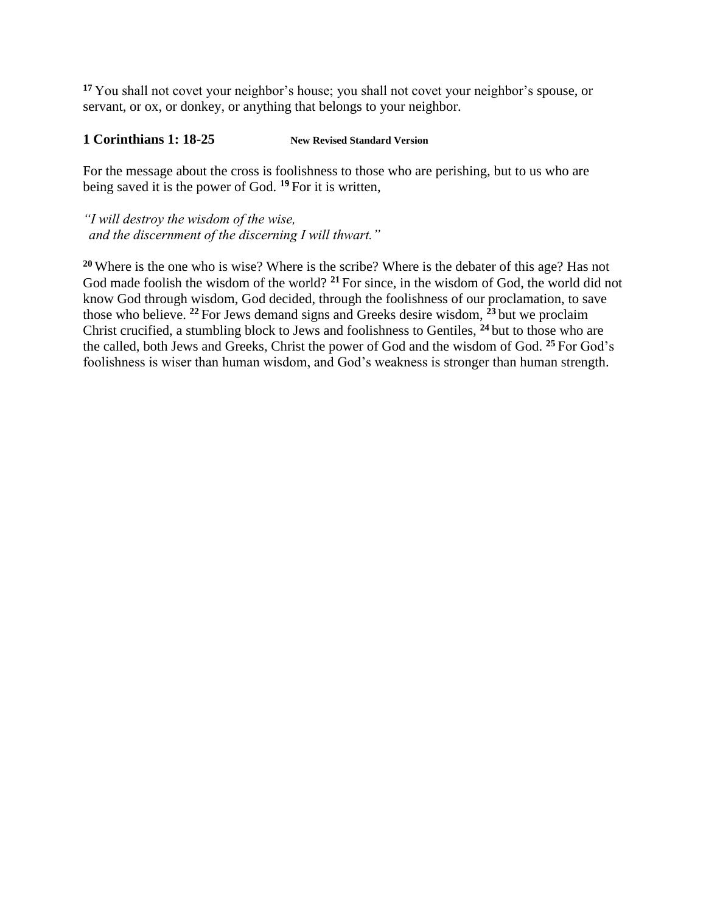[17] You shall not covet your neighbor’s house; you shall not covet your neighbor’s spouse, or servant, or ox, or donkey, or anything that belongs to your neighbor.

## 1 Corinthians 1: 18-25 **New Revised Standard Version**

For the message about the cross is foolishness to those who are perishing, but to us who are being saved it is the power of God. [19] For it is written,

*“I will destroy the wisdom of the wise,*
*and the discernment of the discerning I will thwart.”*

[20] Where is the one who is wise? Where is the scribe? Where is the debater of this age? Has not God made foolish the wisdom of the world? [21] For since, in the wisdom of God, the world did not know God through wisdom, God decided, through the foolishness of our proclamation, to save those who believe. [22] For Jews demand signs and Greeks desire wisdom, [23] but we proclaim Christ crucified, a stumbling block to Jews and foolishness to Gentiles, [24] but to those who are the called, both Jews and Greeks, Christ the power of God and the wisdom of God. [25] For God’s foolishness is wiser than human wisdom, and God’s weakness is stronger than human strength.